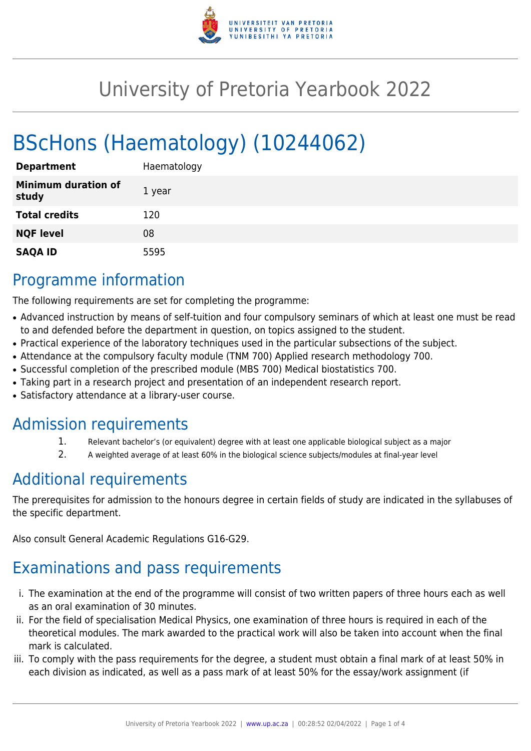# University of Pretoria Yearbook 2022

# BScHons (Haematology) (10244062)

| | |
|---|---|
| **Department** | Haematology |
| **Minimum duration of study** | 1 year |
| **Total credits** | 120 |
| **NQF level** | 08 |
| **SAQA ID** | 5595 |

## Programme information

The following requirements are set for completing the programme:

- Advanced instruction by means of self-tuition and four compulsory seminars of which at least one must be read to and defended before the department in question, on topics assigned to the student.
- Practical experience of the laboratory techniques used in the particular subsections of the subject.
- Attendance at the compulsory faculty module (TNM 700) Applied research methodology 700.
- Successful completion of the prescribed module (MBS 700) Medical biostatistics 700.
- Taking part in a research project and presentation of an independent research report.
- Satisfactory attendance at a library-user course.

## Admission requirements

1. Relevant bachelor's (or equivalent) degree with at least one applicable biological subject as a major
2. A weighted average of at least 60% in the biological science subjects/modules at final-year level

## Additional requirements

The prerequisites for admission to the honours degree in certain fields of study are indicated in the syllabuses of the specific department.

Also consult General Academic Regulations G16-G29.

## Examinations and pass requirements

i. The examination at the end of the programme will consist of two written papers of three hours each as well as an oral examination of 30 minutes.

ii. For the field of specialisation Medical Physics, one examination of three hours is required in each of the theoretical modules. The mark awarded to the practical work will also be taken into account when the final mark is calculated.

iii. To comply with the pass requirements for the degree, a student must obtain a final mark of at least 50% in each division as indicated, as well as a pass mark of at least 50% for the essay/work assignment (if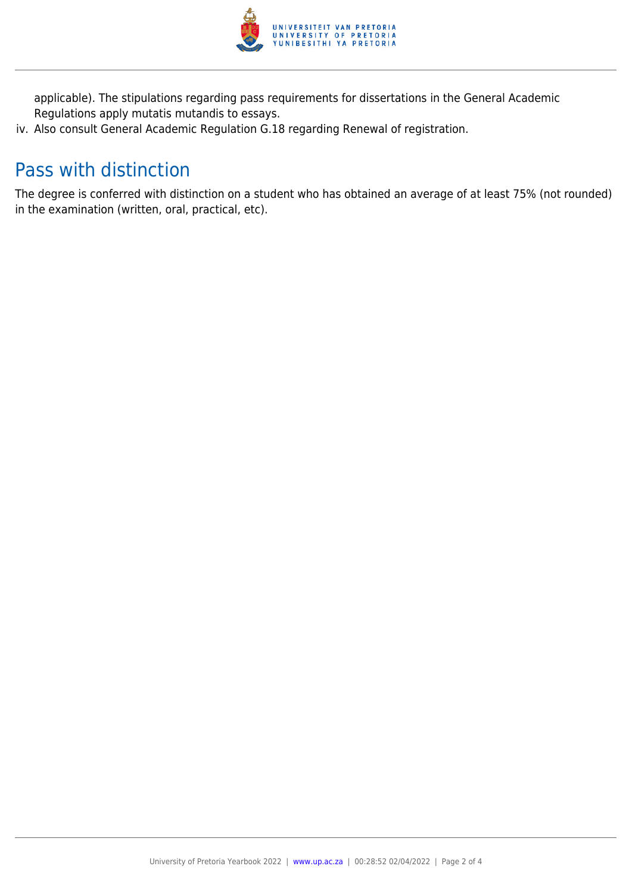applicable). The stipulations regarding pass requirements for dissertations in the General Academic Regulations apply mutatis mutandis to essays.

iv. Also consult General Academic Regulation G.18 regarding Renewal of registration.

## Pass with distinction

The degree is conferred with distinction on a student who has obtained an average of at least 75% (not rounded) in the examination (written, oral, practical, etc).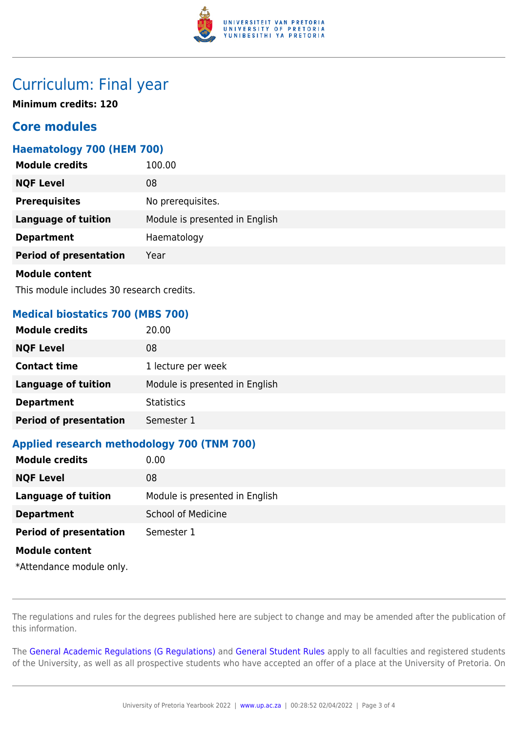# Curriculum: Final year

**Minimum credits: 120**

## Core modules

### Haematology 700 (HEM 700)

| | |
|---|---|
| **Module credits** | 100.00 |
| **NQF Level** | 08 |
| **Prerequisites** | No prerequisites. |
| **Language of tuition** | Module is presented in English |
| **Department** | Haematology |
| **Period of presentation** | Year |

**Module content**

This module includes 30 research credits.

### Medical biostatics 700 (MBS 700)

| | |
|---|---|
| **Module credits** | 20.00 |
| **NQF Level** | 08 |
| **Contact time** | 1 lecture per week |
| **Language of tuition** | Module is presented in English |
| **Department** | Statistics |
| **Period of presentation** | Semester 1 |

### Applied research methodology 700 (TNM 700)

| | |
|---|---|
| **Module credits** | 0.00 |
| **NQF Level** | 08 |
| **Language of tuition** | Module is presented in English |
| **Department** | School of Medicine |
| **Period of presentation** | Semester 1 |

**Module content**

*Attendance module only.

The regulations and rules for the degrees published here are subject to change and may be amended after the publication of this information.

The General Academic Regulations (G Regulations) and General Student Rules apply to all faculties and registered students of the University, as well as all prospective students who have accepted an offer of a place at the University of Pretoria. On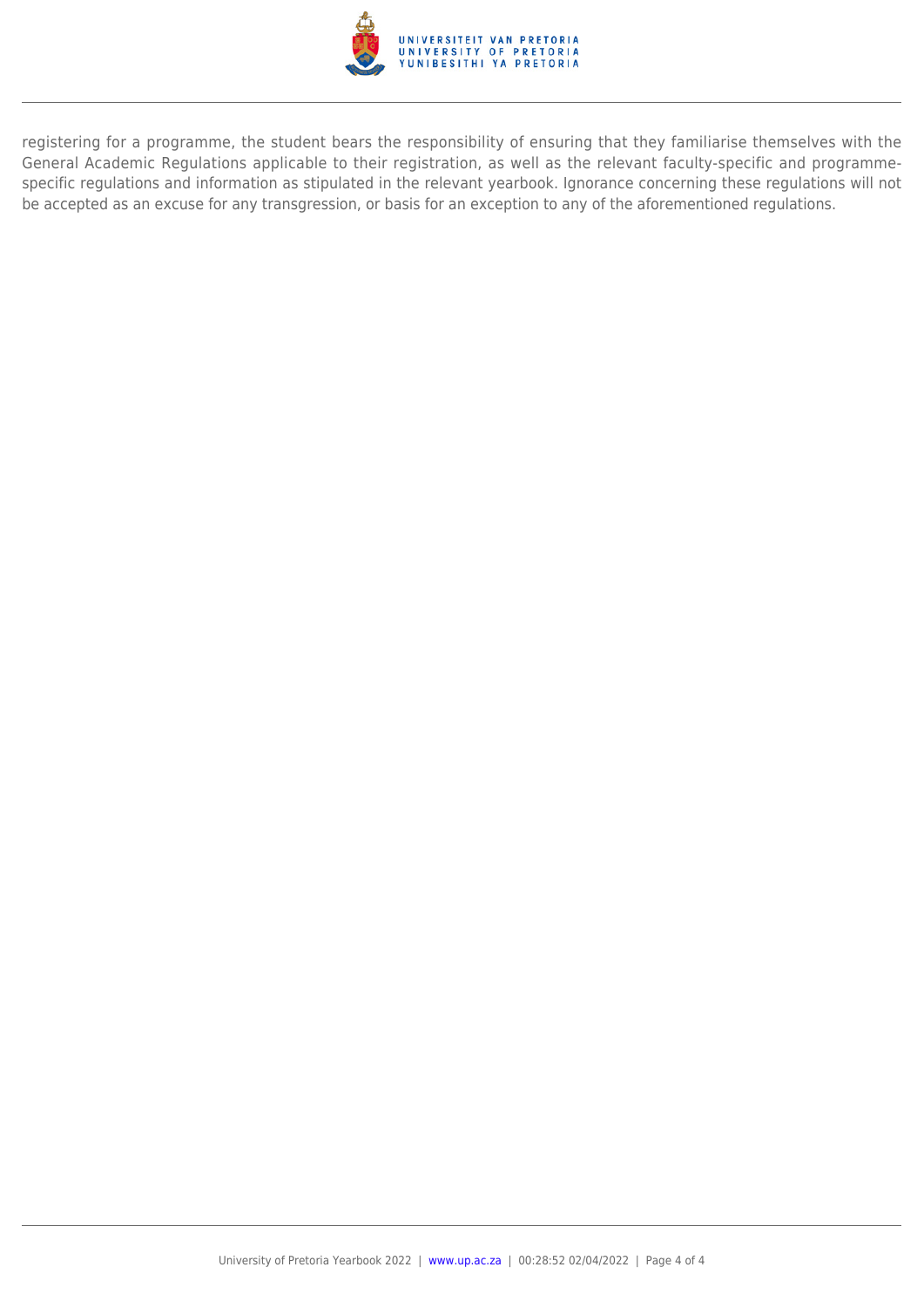registering for a programme, the student bears the responsibility of ensuring that they familiarise themselves with the General Academic Regulations applicable to their registration, as well as the relevant faculty-specific and programme-specific regulations and information as stipulated in the relevant yearbook. Ignorance concerning these regulations will not be accepted as an excuse for any transgression, or basis for an exception to any of the aforementioned regulations.